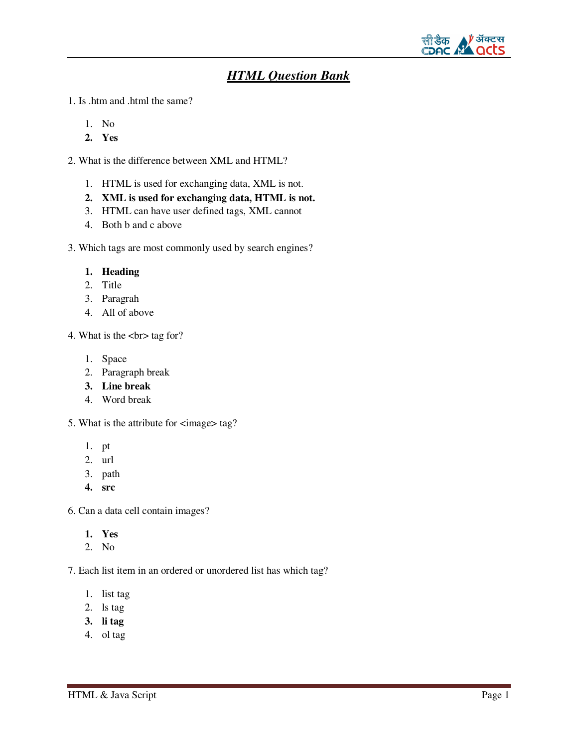# ***HTML Question Bank***

1. Is .htm and .html the same?

   1. No
   2. **Yes**

2. What is the difference between XML and HTML?

   1. HTML is used for exchanging data, XML is not.
   2. **XML is used for exchanging data, HTML is not.**
   3. HTML can have user defined tags, XML cannot
   4. Both b and c above

3. Which tags are most commonly used by search engines?

   1. **Heading**
   2. Title
   3. Paragrah
   4. All of above

4. What is the <br> tag for?

   1. Space
   2. Paragraph break
   3. **Line break**
   4. Word break

5. What is the attribute for <image> tag?

   1. pt
   2. url
   3. path
   4. **src**

6. Can a data cell contain images?

   1. **Yes**
   2. No

7. Each list item in an ordered or unordered list has which tag?

   1. list tag
   2. ls tag
   3. **li tag**
   4. ol tag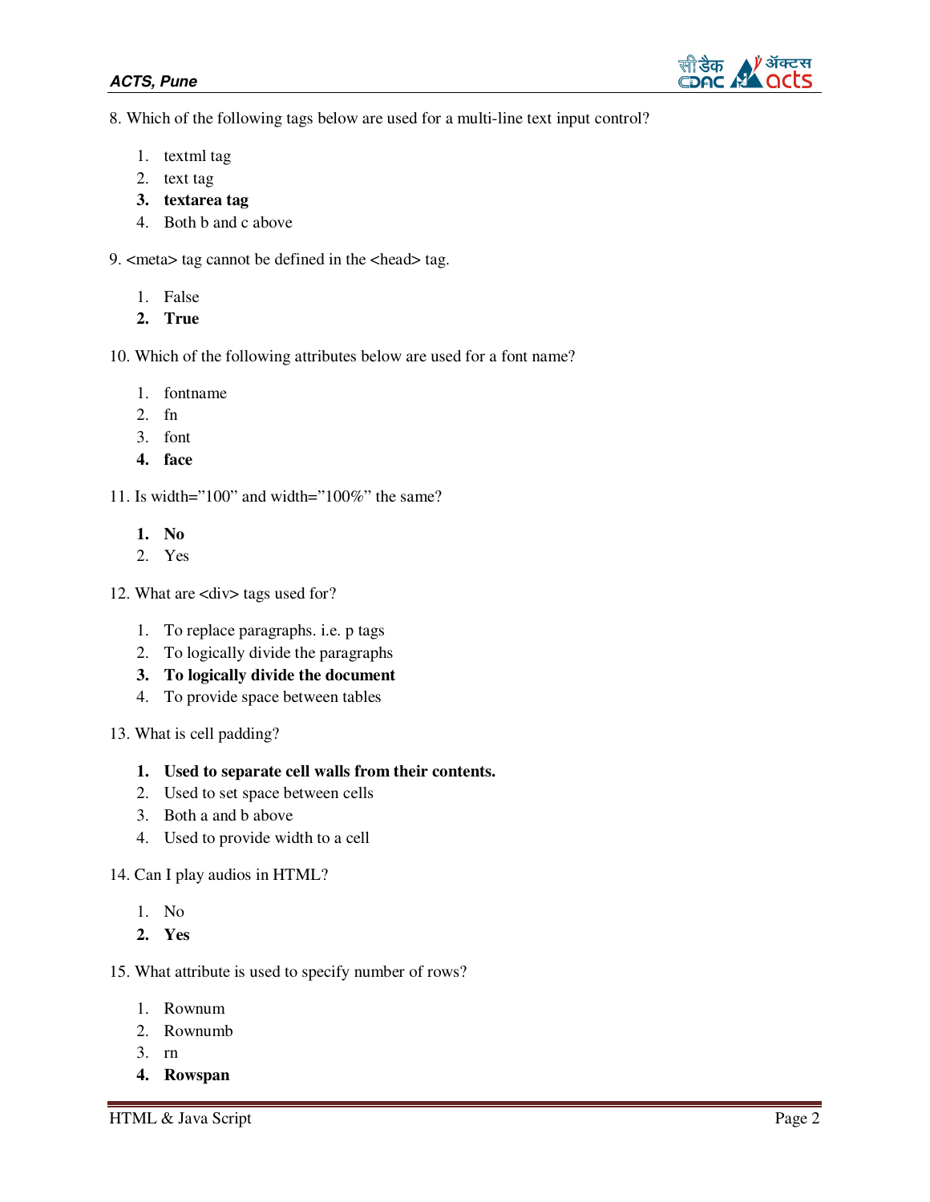8. Which of the following tags below are used for a multi-line text input control?

1. textml tag
2. text tag
3. **textarea tag**
4. Both b and c above

9. <meta> tag cannot be defined in the <head> tag.

1. False
2. **True**

10. Which of the following attributes below are used for a font name?

1. fontname
2. fn
3. font
4. **face**

11. Is width="100" and width="100%" the same?

1. **No**
2. Yes

12. What are <div> tags used for?

1. To replace paragraphs. i.e. p tags
2. To logically divide the paragraphs
3. **To logically divide the document**
4. To provide space between tables

13. What is cell padding?

1. **Used to separate cell walls from their contents.**
2. Used to set space between cells
3. Both a and b above
4. Used to provide width to a cell

14. Can I play audios in HTML?

1. No
2. **Yes**

15. What attribute is used to specify number of rows?

1. Rownum
2. Rownumb
3. rn
4. **Rowspan**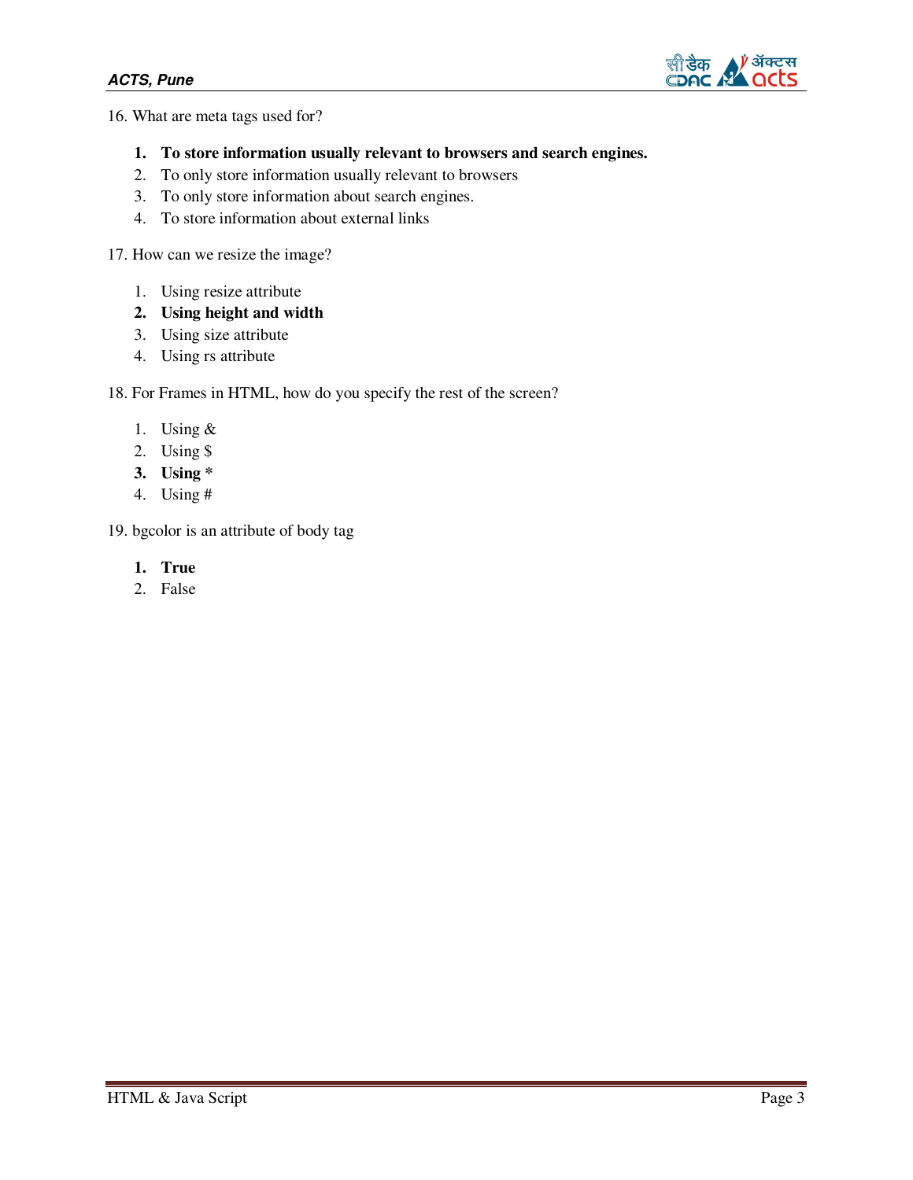16. What are meta tags used for?

    1. **To store information usually relevant to browsers and search engines.**
    2. To only store information usually relevant to browsers
    3. To only store information about search engines.
    4. To store information about external links

17. How can we resize the image?

    1. Using resize attribute
    2. **Using height and width**
    3. Using size attribute
    4. Using rs attribute

18. For Frames in HTML, how do you specify the rest of the screen?

    1. Using &
    2. Using $
    3. **Using ***
    4. Using #

19. bgcolor is an attribute of body tag

    1. **True**
    2. False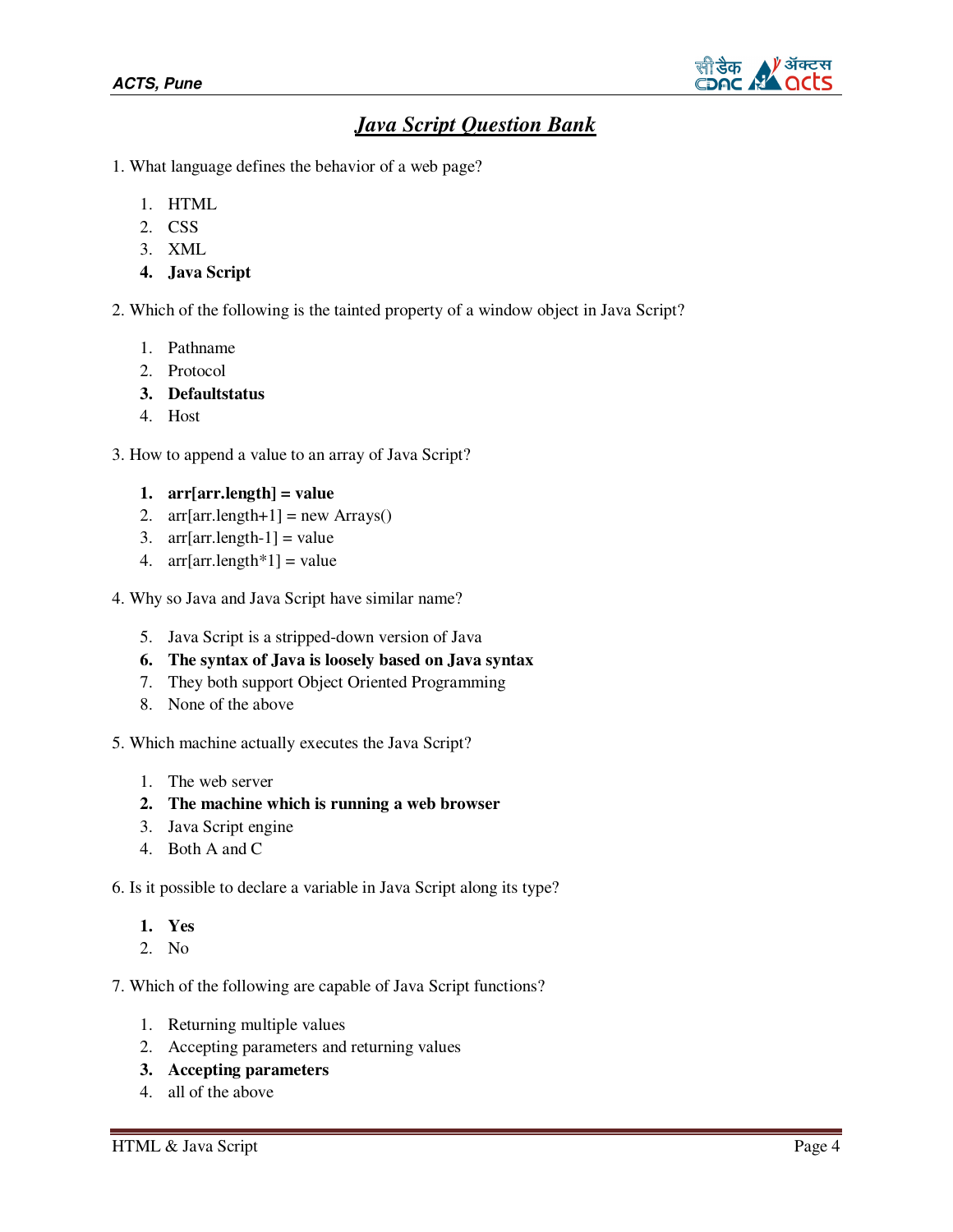# *Java Script Question Bank*

1. What language defines the behavior of a web page?

   1. HTML
   2. CSS
   3. XML
   4. **Java Script**

2. Which of the following is the tainted property of a window object in Java Script?

   1. Pathname
   2. Protocol
   3. **Defaultstatus**
   4. Host

3. How to append a value to an array of Java Script?

   1. **arr[arr.length] = value**
   2. arr[arr.length+1] = new Arrays()
   3. arr[arr.length-1] = value
   4. arr[arr.length*1] = value

4. Why so Java and Java Script have similar name?

   5. Java Script is a stripped-down version of Java
   6. **The syntax of Java is loosely based on Java syntax**
   7. They both support Object Oriented Programming
   8. None of the above

5. Which machine actually executes the Java Script?

   1. The web server
   2. **The machine which is running a web browser**
   3. Java Script engine
   4. Both A and C

6. Is it possible to declare a variable in Java Script along its type?

   1. **Yes**
   2. No

7. Which of the following are capable of Java Script functions?

   1. Returning multiple values
   2. Accepting parameters and returning values
   3. **Accepting parameters**
   4. all of the above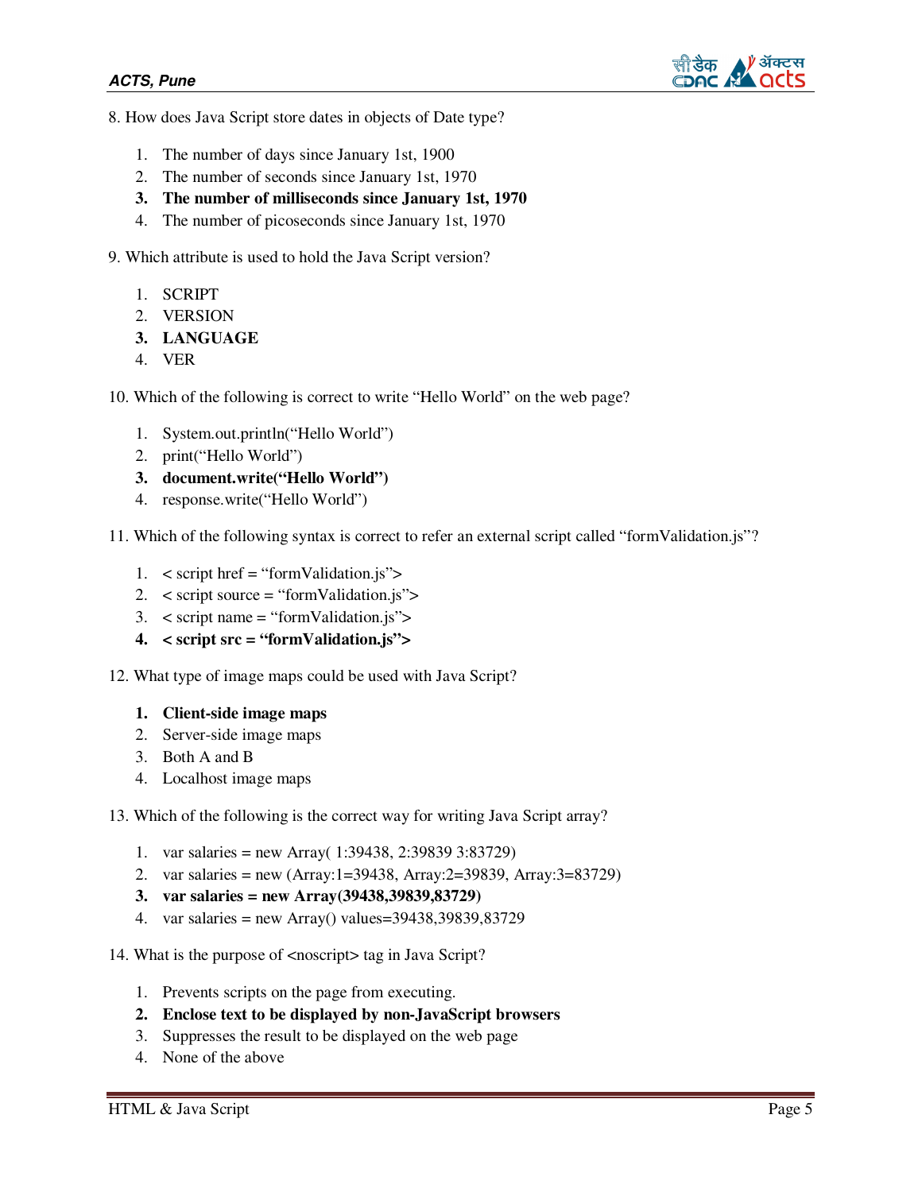8. How does Java Script store dates in objects of Date type?

1. The number of days since January 1st, 1900
2. The number of seconds since January 1st, 1970
3. **The number of milliseconds since January 1st, 1970**
4. The number of picoseconds since January 1st, 1970

9. Which attribute is used to hold the Java Script version?

1. SCRIPT
2. VERSION
3. **LANGUAGE**
4. VER

10. Which of the following is correct to write "Hello World" on the web page?

1. System.out.println("Hello World")
2. print("Hello World")
3. **document.write("Hello World")**
4. response.write("Hello World")

11. Which of the following syntax is correct to refer an external script called "formValidation.js"?

1. < script href = "formValidation.js">
2. < script source = "formValidation.js">
3. < script name = "formValidation.js">
4. **< script src = "formValidation.js">**

12. What type of image maps could be used with Java Script?

1. **Client-side image maps**
2. Server-side image maps
3. Both A and B
4. Localhost image maps

13. Which of the following is the correct way for writing Java Script array?

1. var salaries = new Array( 1:39438, 2:39839 3:83729)
2. var salaries = new (Array:1=39438, Array:2=39839, Array:3=83729)
3. **var salaries = new Array(39438,39839,83729)**
4. var salaries = new Array() values=39438,39839,83729

14. What is the purpose of <noscript> tag in Java Script?

1. Prevents scripts on the page from executing.
2. **Enclose text to be displayed by non-JavaScript browsers**
3. Suppresses the result to be displayed on the web page
4. None of the above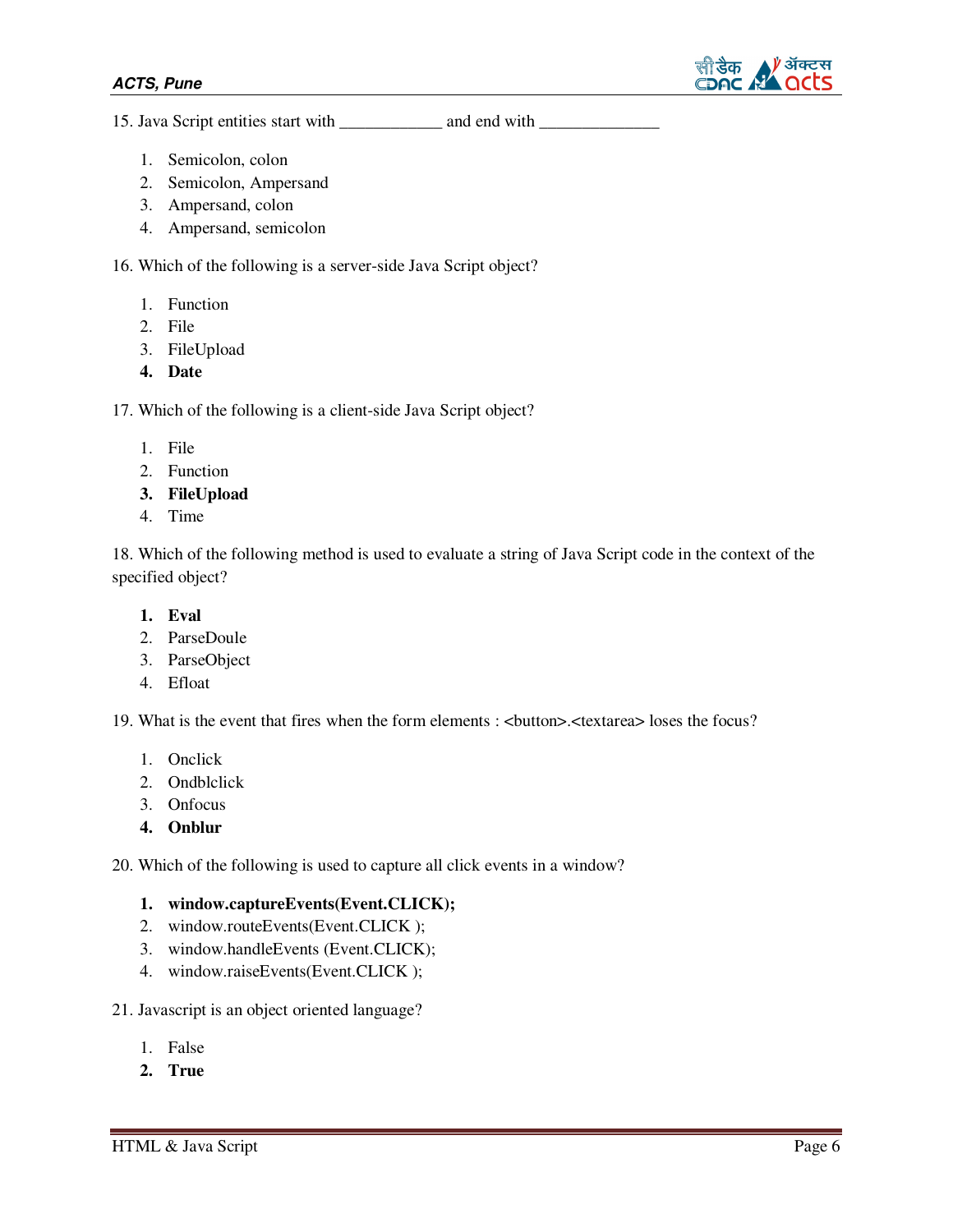15. Java Script entities start with ____________ and end with ______________

1. Semicolon, colon
2. Semicolon, Ampersand
3. Ampersand, colon
4. Ampersand, semicolon

16. Which of the following is a server-side Java Script object?

1. Function
2. File
3. FileUpload
4. **Date**

17. Which of the following is a client-side Java Script object?

1. File
2. Function
3. **FileUpload**
4. Time

18. Which of the following method is used to evaluate a string of Java Script code in the context of the specified object?

1. **Eval**
2. ParseDoule
3. ParseObject
4. Efloat

19. What is the event that fires when the form elements : <button>.<textarea> loses the focus?

1. Onclick
2. Ondblclick
3. Onfocus
4. **Onblur**

20. Which of the following is used to capture all click events in a window?

1. **window.captureEvents(Event.CLICK);**
2. window.routeEvents(Event.CLICK );
3. window.handleEvents (Event.CLICK);
4. window.raiseEvents(Event.CLICK );

21. Javascript is an object oriented language?

1. False
2. **True**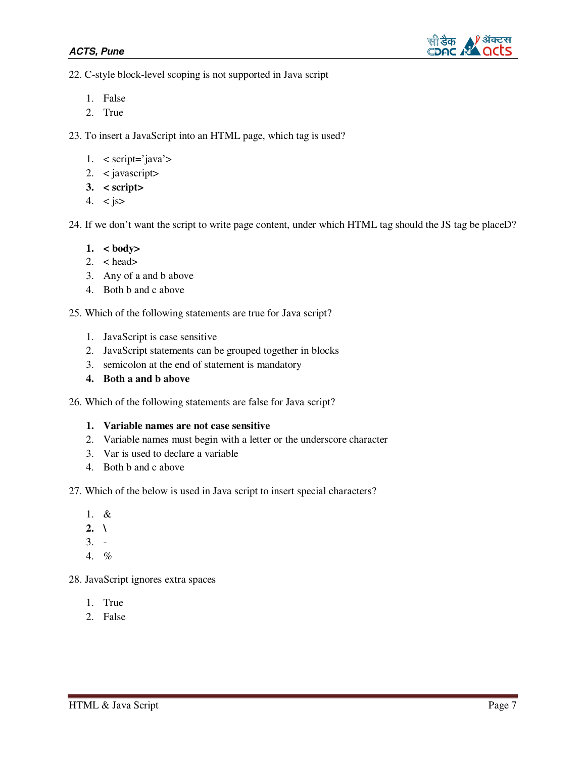22. C-style block-level scoping is not supported in Java script

    1. False
    2. True

23. To insert a JavaScript into an HTML page, which tag is used?

    1. < script='java'>
    2. < javascript>
    3. **< script>**
    4. < js>

24. If we don't want the script to write page content, under which HTML tag should the JS tag be placeD?

    1. **< body>**
    2. < head>
    3. Any of a and b above
    4. Both b and c above

25. Which of the following statements are true for Java script?

    1. JavaScript is case sensitive
    2. JavaScript statements can be grouped together in blocks
    3. semicolon at the end of statement is mandatory
    4. **Both a and b above**

26. Which of the following statements are false for Java script?

    1. **Variable names are not case sensitive**
    2. Variable names must begin with a letter or the underscore character
    3. Var is used to declare a variable
    4. Both b and c above

27. Which of the below is used in Java script to insert special characters?

    1. &
    2. **\\**
    3. -
    4. %

28. JavaScript ignores extra spaces

    1. True
    2. False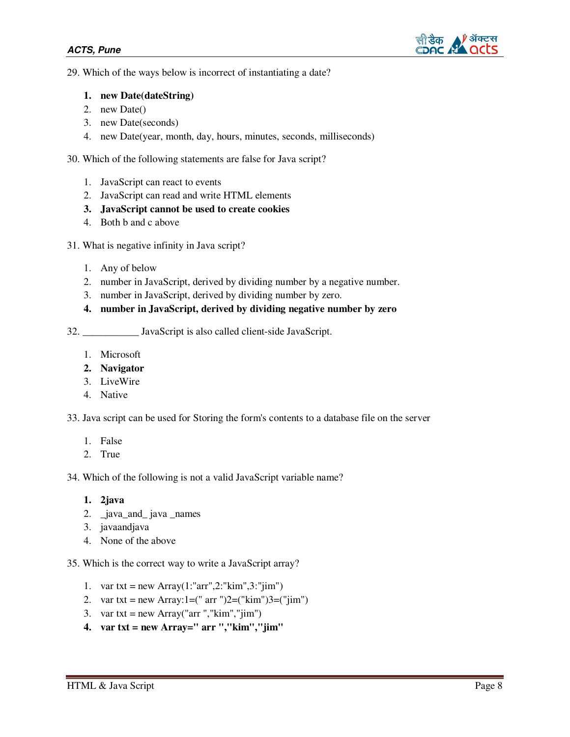29. Which of the ways below is incorrect of instantiating a date?

   1. **new Date(dateString)**
   2. new Date()
   3. new Date(seconds)
   4. new Date(year, month, day, hours, minutes, seconds, milliseconds)

30. Which of the following statements are false for Java script?

   1. JavaScript can react to events
   2. JavaScript can read and write HTML elements
   3. **JavaScript cannot be used to create cookies**
   4. Both b and c above

31. What is negative infinity in Java script?

   1. Any of below
   2. number in JavaScript, derived by dividing number by a negative number.
   3. number in JavaScript, derived by dividing number by zero.
   4. **number in JavaScript, derived by dividing negative number by zero**

32. ___________ JavaScript is also called client-side JavaScript.

   1. Microsoft
   2. **Navigator**
   3. LiveWire
   4. Native

33. Java script can be used for Storing the form's contents to a database file on the server

   1. False
   2. True

34. Which of the following is not a valid JavaScript variable name?

   1. **2java**
   2. _java_and_ java _names
   3. javaandjava
   4. None of the above

35. Which is the correct way to write a JavaScript array?

   1. var txt = new Array(1:"arr",2:"kim",3:"jim")
   2. var txt = new Array:1=(" arr ")2=("kim")3=("jim")
   3. var txt = new Array("arr ","kim","jim")
   4. **var txt = new Array=" arr ","kim","jim"**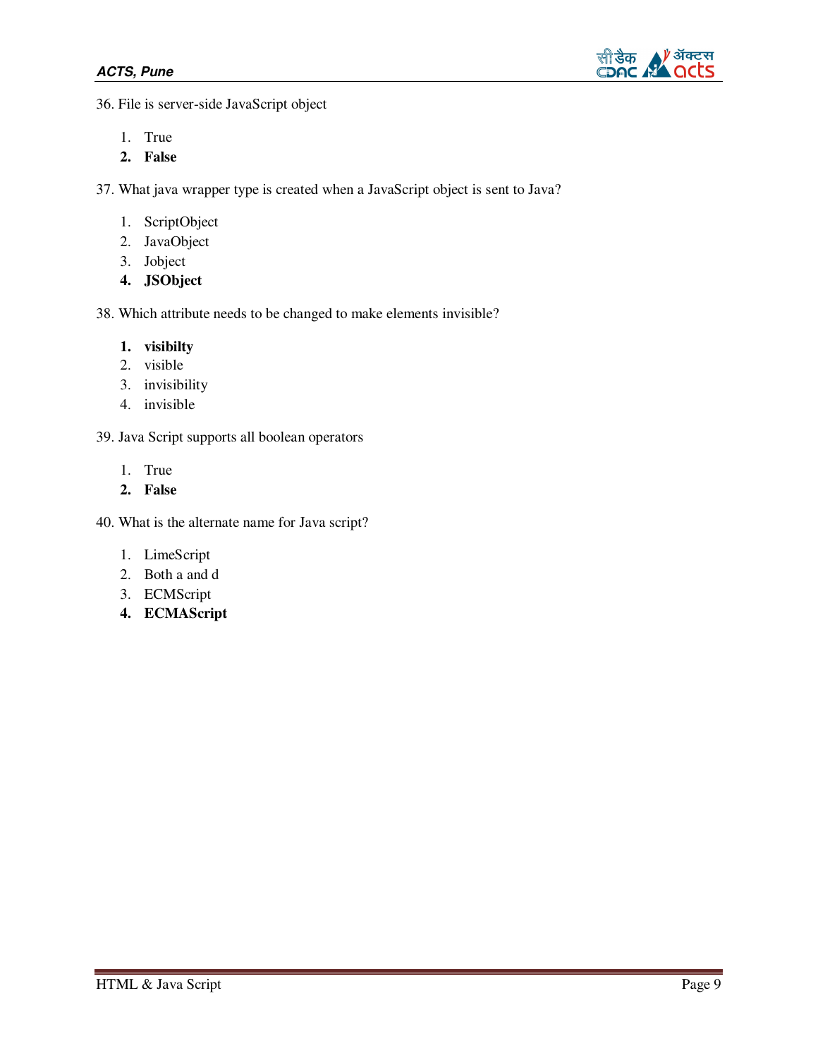36. File is server-side JavaScript object

1. True
2. **False**

37. What java wrapper type is created when a JavaScript object is sent to Java?

1. ScriptObject
2. JavaObject
3. Jobject
4. **JSObject**

38. Which attribute needs to be changed to make elements invisible?

1. **visibilty**
2. visible
3. invisibility
4. invisible

39. Java Script supports all boolean operators

1. True
2. **False**

40. What is the alternate name for Java script?

1. LimeScript
2. Both a and d
3. ECMScript
4. **ECMAScript**